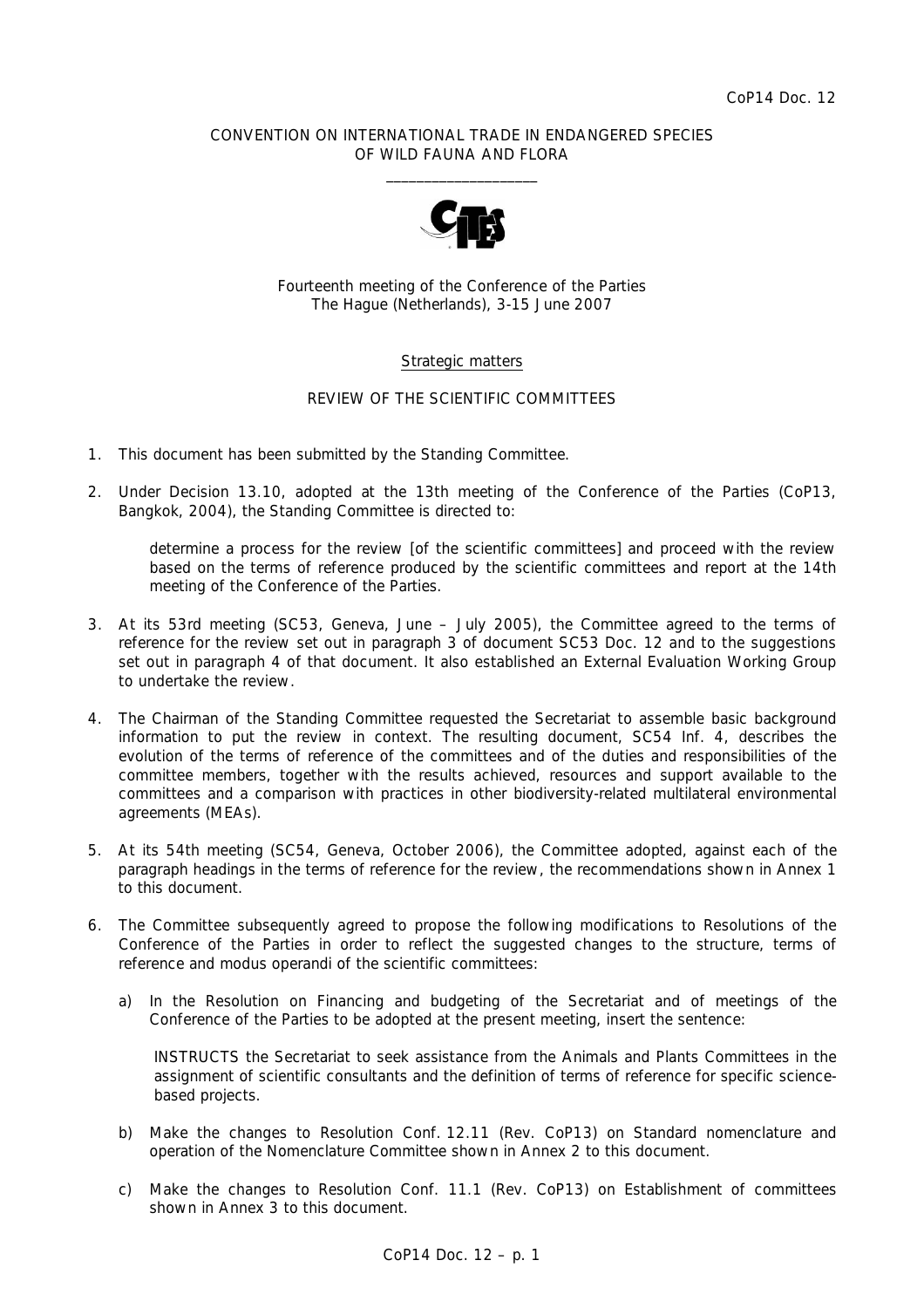CoP14 Doc. 12

CONVENTION ON INTERNATIONAL TRADE IN ENDANGERED SPECIES
OF WILD FAUNA AND FLORA

\_\_\_\_\_\_\_\_\_\_\_\_\_\_\_\_\_\_\_\_

Fourteenth meeting of the Conference of the Parties
The Hague (Netherlands), 3-15 June 2007

Strategic matters

REVIEW OF THE SCIENTIFIC COMMITTEES

1. This document has been submitted by the Standing Committee.

2. Under Decision 13.10, adopted at the 13th meeting of the Conference of the Parties (CoP13, Bangkok, 2004), the Standing Committee is directed to:

   determine a process for the review [of the scientific committees] and proceed with the review based on the terms of reference produced by the scientific committees and report at the 14th meeting of the Conference of the Parties.

3. At its 53rd meeting (SC53, Geneva, June – July 2005), the Committee agreed to the terms of reference for the review set out in paragraph 3 of document SC53 Doc. 12 and to the suggestions set out in paragraph 4 of that document. It also established an External Evaluation Working Group to undertake the review.

4. The Chairman of the Standing Committee requested the Secretariat to assemble basic background information to put the review in context. The resulting document, SC54 Inf. 4, describes the evolution of the terms of reference of the committees and of the duties and responsibilities of the committee members, together with the results achieved, resources and support available to the committees and a comparison with practices in other biodiversity-related multilateral environmental agreements (MEAs).

5. At its 54th meeting (SC54, Geneva, October 2006), the Committee adopted, against each of the paragraph headings in the terms of reference for the review, the recommendations shown in Annex 1 to this document.

6. The Committee subsequently agreed to propose the following modifications to Resolutions of the Conference of the Parties in order to reflect the suggested changes to the structure, terms of reference and modus operandi of the scientific committees:

   a) In the Resolution on Financing and budgeting of the Secretariat and of meetings of the Conference of the Parties to be adopted at the present meeting, insert the sentence:

      INSTRUCTS the Secretariat to seek assistance from the Animals and Plants Committees in the assignment of scientific consultants and the definition of terms of reference for specific science-based projects.

   b) Make the changes to Resolution Conf. 12.11 (Rev. CoP13) on Standard nomenclature and operation of the Nomenclature Committee shown in Annex 2 to this document.

   c) Make the changes to Resolution Conf. 11.1 (Rev. CoP13) on Establishment of committees shown in Annex 3 to this document.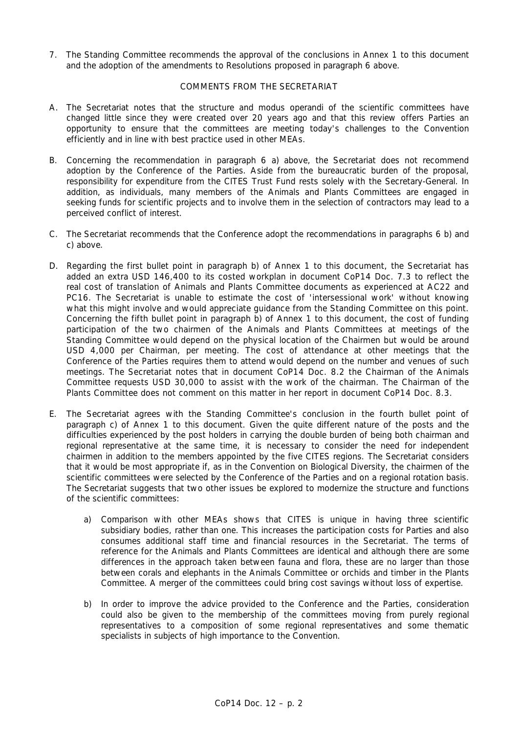7. The Standing Committee recommends the approval of the conclusions in Annex 1 to this document and the adoption of the amendments to Resolutions proposed in paragraph 6 above.

## COMMENTS FROM THE SECRETARIAT

A. The Secretariat notes that the structure and modus operandi of the scientific committees have changed little since they were created over 20 years ago and that this review offers Parties an opportunity to ensure that the committees are meeting today's challenges to the Convention efficiently and in line with best practice used in other MEAs.

B. Concerning the recommendation in paragraph 6 a) above, the Secretariat does not recommend adoption by the Conference of the Parties. Aside from the bureaucratic burden of the proposal, responsibility for expenditure from the CITES Trust Fund rests solely with the Secretary-General. In addition, as individuals, many members of the Animals and Plants Committees are engaged in seeking funds for scientific projects and to involve them in the selection of contractors may lead to a perceived conflict of interest.

C. The Secretariat recommends that the Conference adopt the recommendations in paragraphs 6 b) and c) above.

D. Regarding the first bullet point in paragraph b) of Annex 1 to this document, the Secretariat has added an extra USD 146,400 to its costed workplan in document CoP14 Doc. 7.3 to reflect the real cost of translation of Animals and Plants Committee documents as experienced at AC22 and PC16. The Secretariat is unable to estimate the cost of 'intersessional work' without knowing what this might involve and would appreciate guidance from the Standing Committee on this point. Concerning the fifth bullet point in paragraph b) of Annex 1 to this document, the cost of funding participation of the two chairmen of the Animals and Plants Committees at meetings of the Standing Committee would depend on the physical location of the Chairmen but would be around USD 4,000 per Chairman, per meeting. The cost of attendance at other meetings that the Conference of the Parties requires them to attend would depend on the number and venues of such meetings. The Secretariat notes that in document CoP14 Doc. 8.2 the Chairman of the Animals Committee requests USD 30,000 to assist with the work of the chairman. The Chairman of the Plants Committee does not comment on this matter in her report in document CoP14 Doc. 8.3.

E. The Secretariat agrees with the Standing Committee's conclusion in the fourth bullet point of paragraph c) of Annex 1 to this document. Given the quite different nature of the posts and the difficulties experienced by the post holders in carrying the double burden of being both chairman and regional representative at the same time, it is necessary to consider the need for independent chairmen in addition to the members appointed by the five CITES regions. The Secretariat considers that it would be most appropriate if, as in the Convention on Biological Diversity, the chairmen of the scientific committees were selected by the Conference of the Parties and on a regional rotation basis. The Secretariat suggests that two other issues be explored to modernize the structure and functions of the scientific committees:

   a) Comparison with other MEAs shows that CITES is unique in having three scientific subsidiary bodies, rather than one. This increases the participation costs for Parties and also consumes additional staff time and financial resources in the Secretariat. The terms of reference for the Animals and Plants Committees are identical and although there are some differences in the approach taken between fauna and flora, these are no larger than those between corals and elephants in the Animals Committee or orchids and timber in the Plants Committee. A merger of the committees could bring cost savings without loss of expertise.

   b) In order to improve the advice provided to the Conference and the Parties, consideration could also be given to the membership of the committees moving from purely regional representatives to a composition of some regional representatives and some thematic specialists in subjects of high importance to the Convention.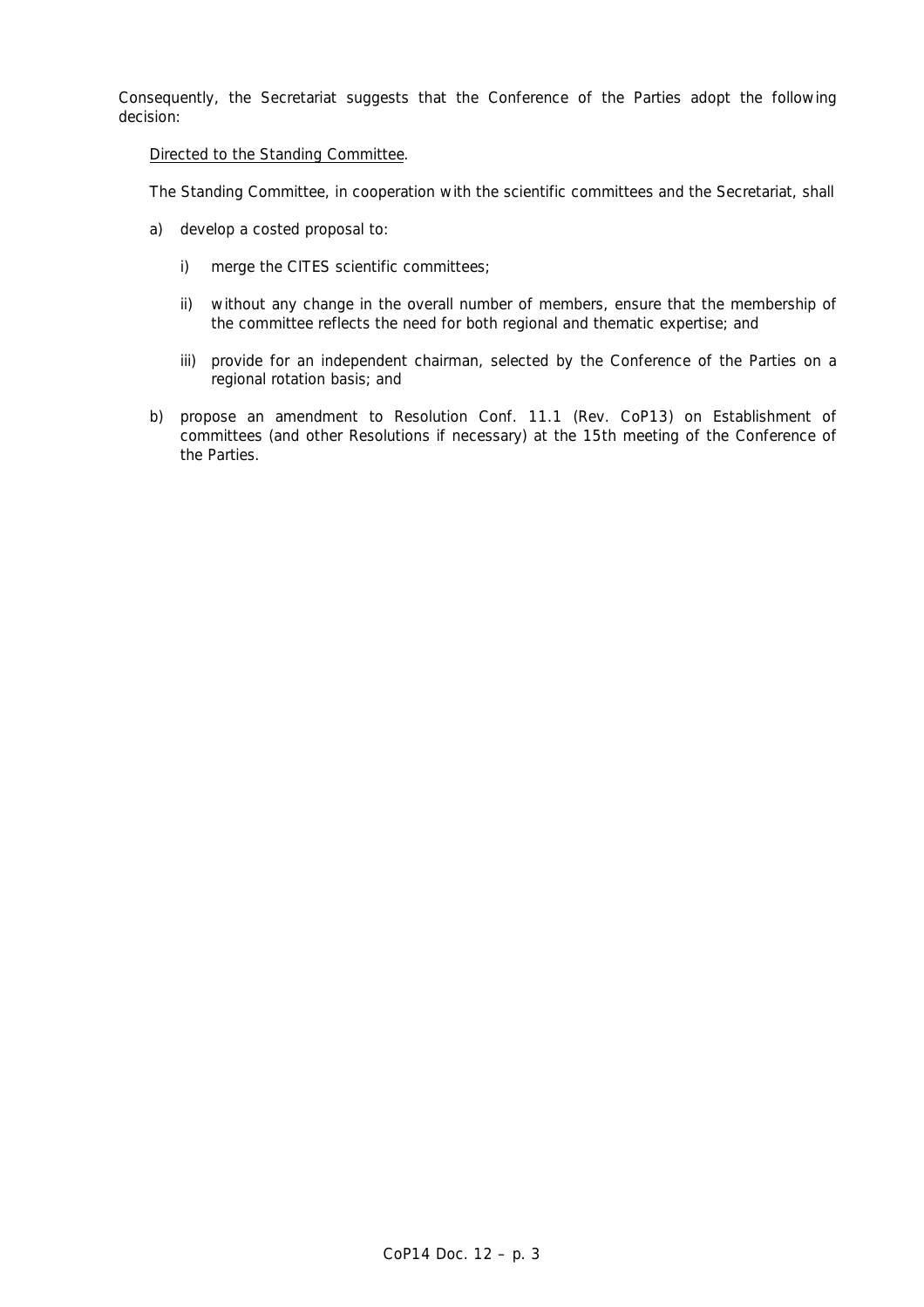Consequently, the Secretariat suggests that the Conference of the Parties adopt the following decision:

Directed to the Standing Committee.

The Standing Committee, in cooperation with the scientific committees and the Secretariat, shall

a) develop a costed proposal to:

   i) merge the CITES scientific committees;

   ii) without any change in the overall number of members, ensure that the membership of the committee reflects the need for both regional and thematic expertise; and

   iii) provide for an independent chairman, selected by the Conference of the Parties on a regional rotation basis; and

b) propose an amendment to Resolution Conf. 11.1 (Rev. CoP13) on Establishment of committees (and other Resolutions if necessary) at the 15th meeting of the Conference of the Parties.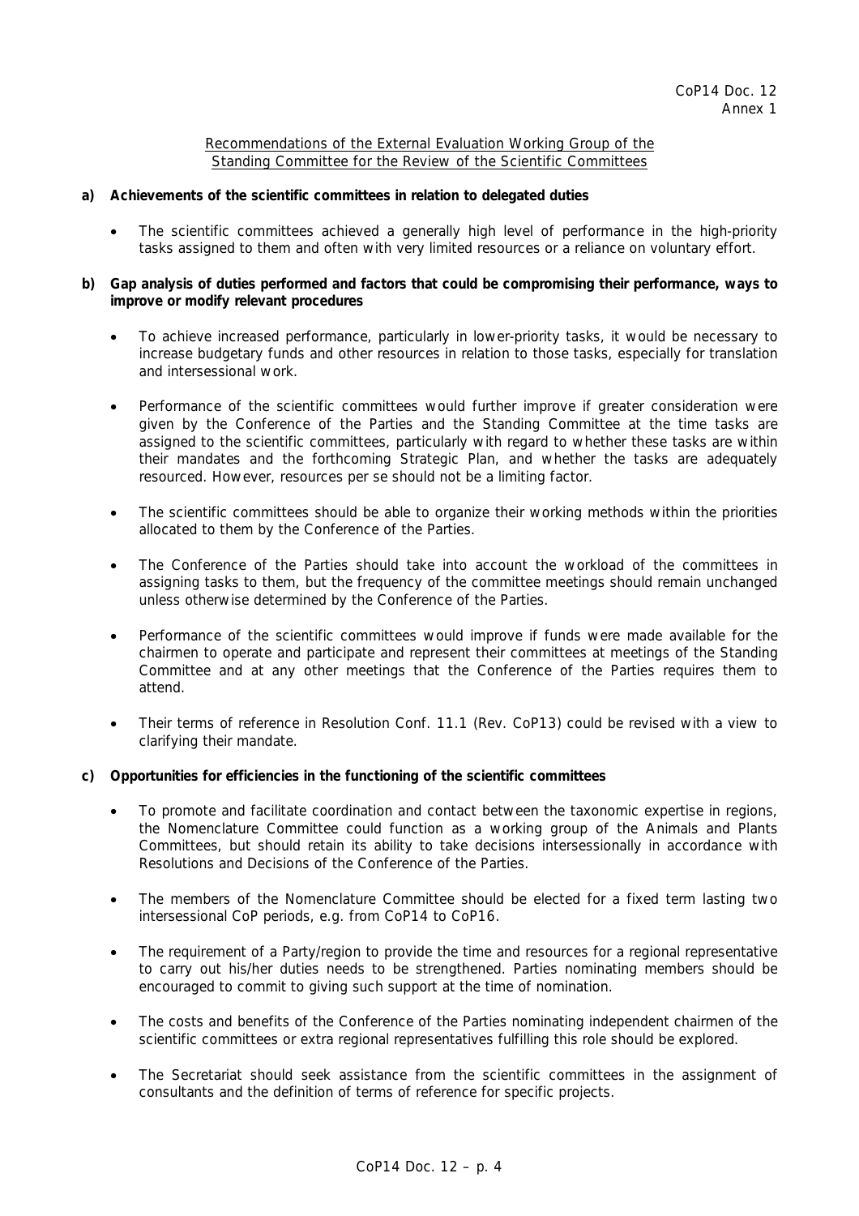CoP14 Doc. 12
Annex 1

Recommendations of the External Evaluation Working Group of the Standing Committee for the Review of the Scientific Committees

**a) Achievements of the scientific committees in relation to delegated duties**

- The scientific committees achieved a generally high level of performance in the high-priority tasks assigned to them and often with very limited resources or a reliance on voluntary effort.

**b) Gap analysis of duties performed and factors that could be compromising their performance, ways to improve or modify relevant procedures**

- To achieve increased performance, particularly in lower-priority tasks, it would be necessary to increase budgetary funds and other resources in relation to those tasks, especially for translation and intersessional work.

- Performance of the scientific committees would further improve if greater consideration were given by the Conference of the Parties and the Standing Committee at the time tasks are assigned to the scientific committees, particularly with regard to whether these tasks are within their mandates and the forthcoming Strategic Plan, and whether the tasks are adequately resourced. However, resources per se should not be a limiting factor.

- The scientific committees should be able to organize their working methods within the priorities allocated to them by the Conference of the Parties.

- The Conference of the Parties should take into account the workload of the committees in assigning tasks to them, but the frequency of the committee meetings should remain unchanged unless otherwise determined by the Conference of the Parties.

- Performance of the scientific committees would improve if funds were made available for the chairmen to operate and participate and represent their committees at meetings of the Standing Committee and at any other meetings that the Conference of the Parties requires them to attend.

- Their terms of reference in Resolution Conf. 11.1 (Rev. CoP13) could be revised with a view to clarifying their mandate.

**c) Opportunities for efficiencies in the functioning of the scientific committees**

- To promote and facilitate coordination and contact between the taxonomic expertise in regions, the Nomenclature Committee could function as a working group of the Animals and Plants Committees, but should retain its ability to take decisions intersessionally in accordance with Resolutions and Decisions of the Conference of the Parties.

- The members of the Nomenclature Committee should be elected for a fixed term lasting two intersessional CoP periods, e.g. from CoP14 to CoP16.

- The requirement of a Party/region to provide the time and resources for a regional representative to carry out his/her duties needs to be strengthened. Parties nominating members should be encouraged to commit to giving such support at the time of nomination.

- The costs and benefits of the Conference of the Parties nominating independent chairmen of the scientific committees or extra regional representatives fulfilling this role should be explored.

- The Secretariat should seek assistance from the scientific committees in the assignment of consultants and the definition of terms of reference for specific projects.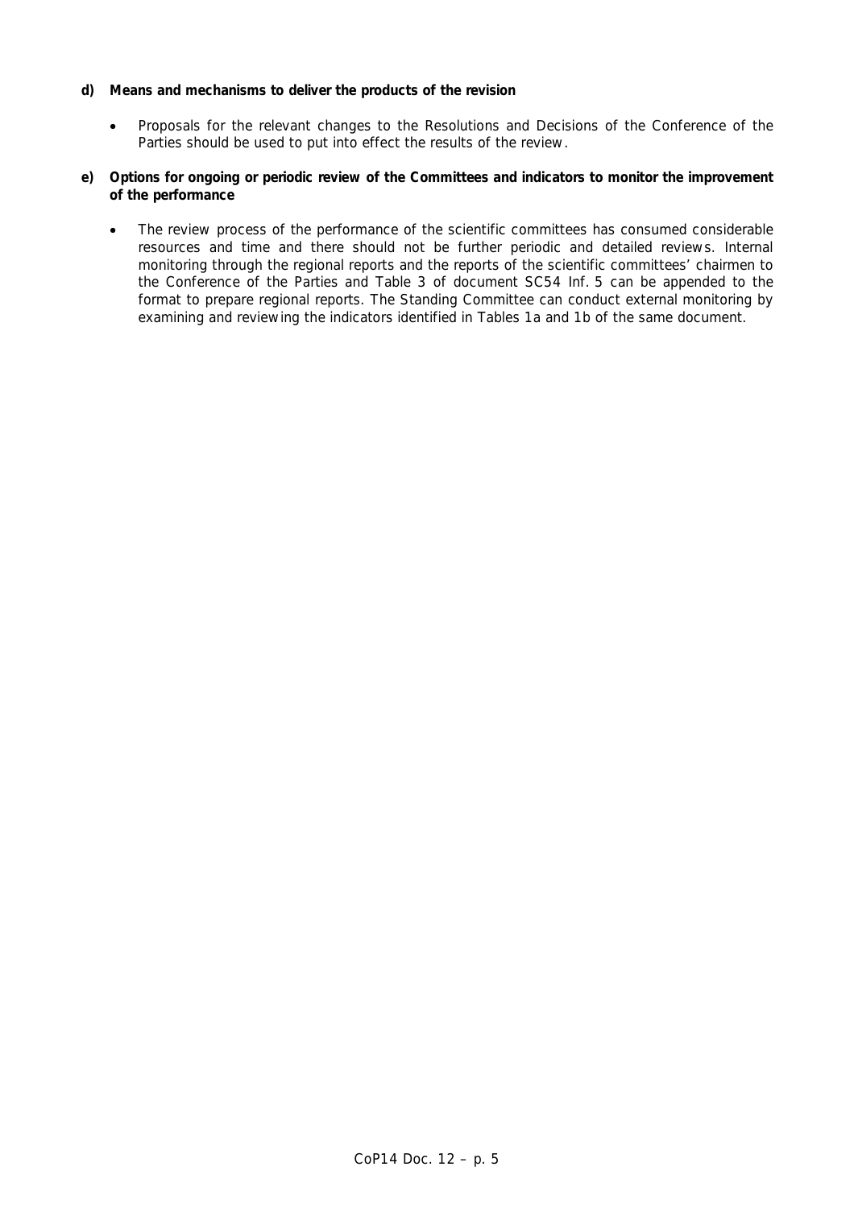**d) Means and mechanisms to deliver the products of the revision**

- Proposals for the relevant changes to the Resolutions and Decisions of the Conference of the Parties should be used to put into effect the results of the review.

**e) Options for ongoing or periodic review of the Committees and indicators to monitor the improvement of the performance**

- The review process of the performance of the scientific committees has consumed considerable resources and time and there should not be further periodic and detailed reviews. Internal monitoring through the regional reports and the reports of the scientific committees' chairmen to the Conference of the Parties and Table 3 of document SC54 Inf. 5 can be appended to the format to prepare regional reports. The Standing Committee can conduct external monitoring by examining and reviewing the indicators identified in Tables 1a and 1b of the same document.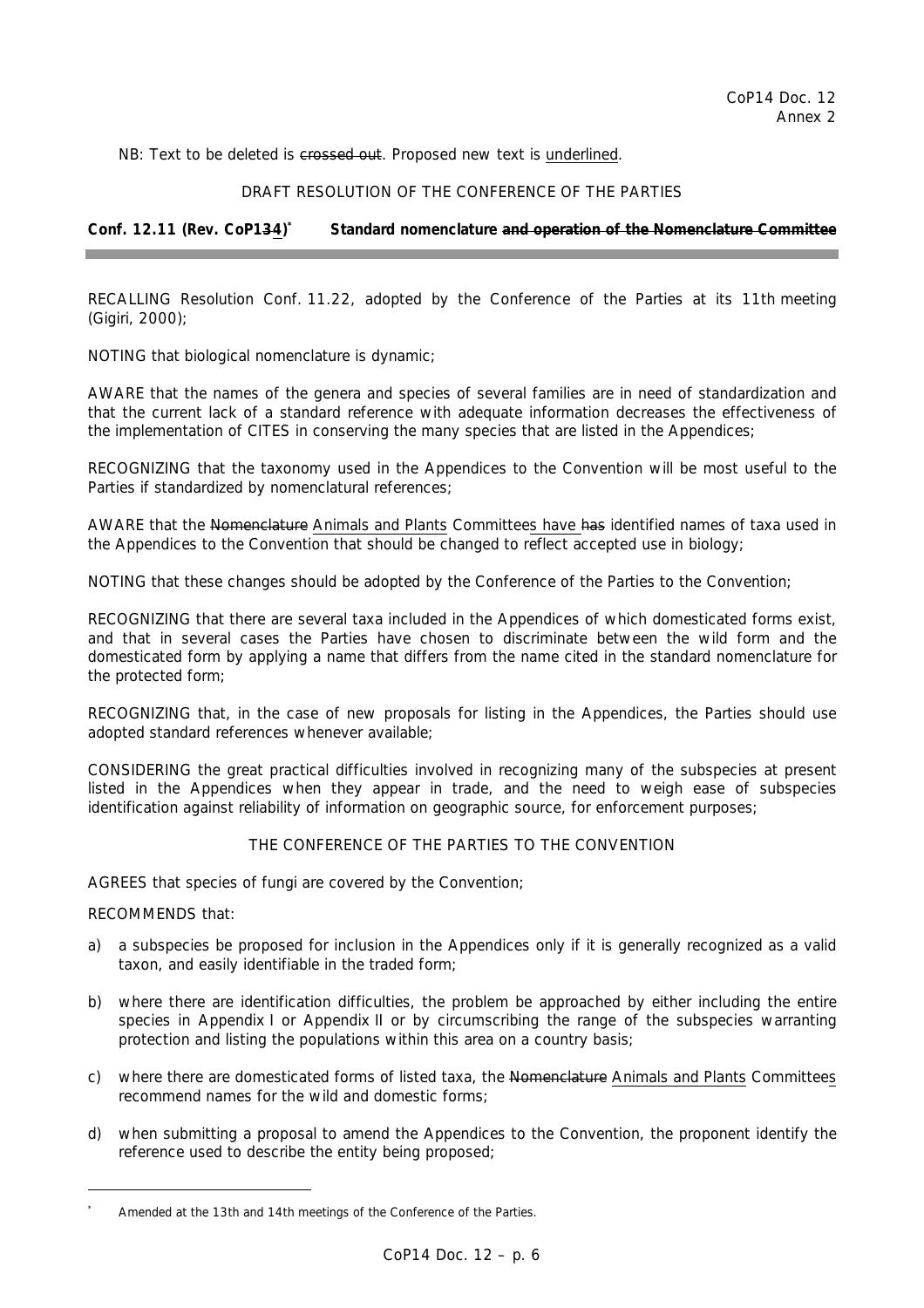NB: Text to be deleted is ~~crossed out~~. Proposed new text is <u>underlined</u>.

DRAFT RESOLUTION OF THE CONFERENCE OF THE PARTIES

**Conf. 12.11 (Rev. CoP1~~3~~<u>4</u>)[*] Standard nomenclature ~~and operation of the Nomenclature Committee~~**

RECALLING Resolution Conf. 11.22, adopted by the Conference of the Parties at its 11th meeting (Gigiri, 2000);

NOTING that biological nomenclature is dynamic;

AWARE that the names of the genera and species of several families are in need of standardization and that the current lack of a standard reference with adequate information decreases the effectiveness of the implementation of CITES in conserving the many species that are listed in the Appendices;

RECOGNIZING that the taxonomy used in the Appendices to the Convention will be most useful to the Parties if standardized by nomenclatural references;

AWARE that the ~~Nomenclature~~ <u>Animals and Plants</u> Committee<u>s have</u> ~~has~~ identified names of taxa used in the Appendices to the Convention that should be changed to reflect accepted use in biology;

NOTING that these changes should be adopted by the Conference of the Parties to the Convention;

RECOGNIZING that there are several taxa included in the Appendices of which domesticated forms exist, and that in several cases the Parties have chosen to discriminate between the wild form and the domesticated form by applying a name that differs from the name cited in the standard nomenclature for the protected form;

RECOGNIZING that, in the case of new proposals for listing in the Appendices, the Parties should use adopted standard references whenever available;

CONSIDERING the great practical difficulties involved in recognizing many of the subspecies at present listed in the Appendices when they appear in trade, and the need to weigh ease of subspecies identification against reliability of information on geographic source, for enforcement purposes;

THE CONFERENCE OF THE PARTIES TO THE CONVENTION

AGREES that species of fungi are covered by the Convention;

RECOMMENDS that:

a) a subspecies be proposed for inclusion in the Appendices only if it is generally recognized as a valid taxon, and easily identifiable in the traded form;

b) where there are identification difficulties, the problem be approached by either including the entire species in Appendix I or Appendix II or by circumscribing the range of the subspecies warranting protection and listing the populations within this area on a country basis;

c) where there are domesticated forms of listed taxa, the ~~Nomenclature~~ <u>Animals and Plants</u> Committee<u>s</u> recommend names for the wild and domestic forms;

d) when submitting a proposal to amend the Appendices to the Convention, the proponent identify the reference used to describe the entity being proposed;

[*] Amended at the 13th and 14th meetings of the Conference of the Parties.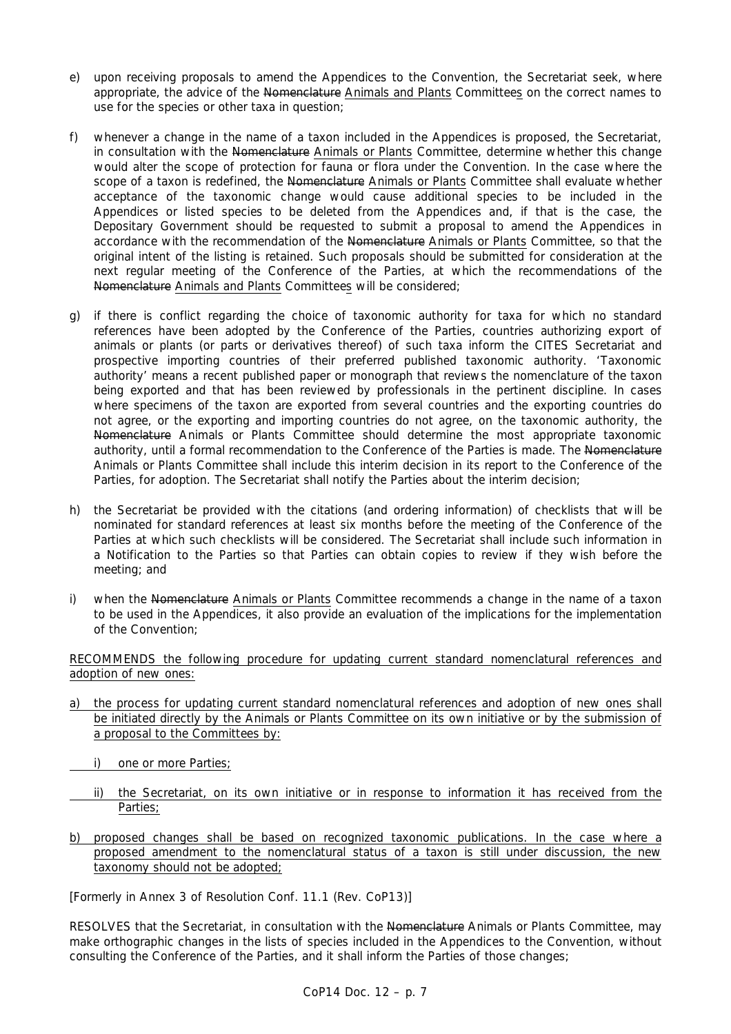e) upon receiving proposals to amend the Appendices to the Convention, the Secretariat seek, where appropriate, the advice of the ~~Nomenclature~~ Animals and Plants Committees on the correct names to use for the species or other taxa in question;

f) whenever a change in the name of a taxon included in the Appendices is proposed, the Secretariat, in consultation with the ~~Nomenclature~~ Animals or Plants Committee, determine whether this change would alter the scope of protection for fauna or flora under the Convention. In the case where the scope of a taxon is redefined, the ~~Nomenclature~~ Animals or Plants Committee shall evaluate whether acceptance of the taxonomic change would cause additional species to be included in the Appendices or listed species to be deleted from the Appendices and, if that is the case, the Depositary Government should be requested to submit a proposal to amend the Appendices in accordance with the recommendation of the ~~Nomenclature~~ Animals or Plants Committee, so that the original intent of the listing is retained. Such proposals should be submitted for consideration at the next regular meeting of the Conference of the Parties, at which the recommendations of the ~~Nomenclature~~ Animals and Plants Committees will be considered;

g) if there is conflict regarding the choice of taxonomic authority for taxa for which no standard references have been adopted by the Conference of the Parties, countries authorizing export of animals or plants (or parts or derivatives thereof) of such taxa inform the CITES Secretariat and prospective importing countries of their preferred published taxonomic authority. 'Taxonomic authority' means a recent published paper or monograph that reviews the nomenclature of the taxon being exported and that has been reviewed by professionals in the pertinent discipline. In cases where specimens of the taxon are exported from several countries and the exporting countries do not agree, or the exporting and importing countries do not agree, on the taxonomic authority, the ~~Nomenclature~~ Animals or Plants Committee should determine the most appropriate taxonomic authority, until a formal recommendation to the Conference of the Parties is made. The ~~Nomenclature~~ Animals or Plants Committee shall include this interim decision in its report to the Conference of the Parties, for adoption. The Secretariat shall notify the Parties about the interim decision;

h) the Secretariat be provided with the citations (and ordering information) of checklists that will be nominated for standard references at least six months before the meeting of the Conference of the Parties at which such checklists will be considered. The Secretariat shall include such information in a Notification to the Parties so that Parties can obtain copies to review if they wish before the meeting; and

i) when the ~~Nomenclature~~ Animals or Plants Committee recommends a change in the name of a taxon to be used in the Appendices, it also provide an evaluation of the implications for the implementation of the Convention;

RECOMMENDS the following procedure for updating current standard nomenclatural references and adoption of new ones:

a) the process for updating current standard nomenclatural references and adoption of new ones shall be initiated directly by the Animals or Plants Committee on its own initiative or by the submission of a proposal to the Committees by:

   i) one or more Parties;

   ii) the Secretariat, on its own initiative or in response to information it has received from the Parties;

b) proposed changes shall be based on recognized taxonomic publications. In the case where a proposed amendment to the nomenclatural status of a taxon is still under discussion, the new taxonomy should not be adopted;

[Formerly in Annex 3 of Resolution Conf. 11.1 (Rev. CoP13)]

RESOLVES that the Secretariat, in consultation with the ~~Nomenclature~~ Animals or Plants Committee, may make orthographic changes in the lists of species included in the Appendices to the Convention, without consulting the Conference of the Parties, and it shall inform the Parties of those changes;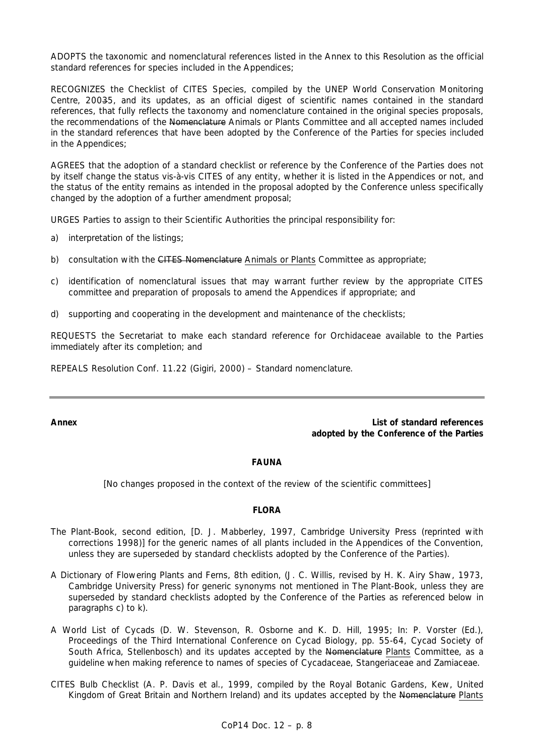ADOPTS the taxonomic and nomenclatural references listed in the Annex to this Resolution as the official standard references for species included in the Appendices;

RECOGNIZES the Checklist of CITES Species, compiled by the UNEP World Conservation Monitoring Centre, 2003~~3~~5, and its updates, as an official digest of scientific names contained in the standard references, that fully reflects the taxonomy and nomenclature contained in the original species proposals, the recommendations of the ~~Nomenclature~~ Animals or Plants Committee and all accepted names included in the standard references that have been adopted by the Conference of the Parties for species included in the Appendices;

AGREES that the adoption of a standard checklist or reference by the Conference of the Parties does not by itself change the status vis-à-vis CITES of any entity, whether it is listed in the Appendices or not, and the status of the entity remains as intended in the proposal adopted by the Conference unless specifically changed by the adoption of a further amendment proposal;

URGES Parties to assign to their Scientific Authorities the principal responsibility for:

a) interpretation of the listings;

b) consultation with the ~~CITES Nomenclature~~ Animals or Plants Committee as appropriate;

c) identification of nomenclatural issues that may warrant further review by the appropriate CITES committee and preparation of proposals to amend the Appendices if appropriate; and

d) supporting and cooperating in the development and maintenance of the checklists;

REQUESTS the Secretariat to make each standard reference for Orchidaceae available to the Parties immediately after its completion; and

REPEALS Resolution Conf. 11.22 (Gigiri, 2000) – Standard nomenclature.

---

**Annex** **List of standard references adopted by the Conference of the Parties**

**FAUNA**

[No changes proposed in the context of the review of the scientific committees]

**FLORA**

The Plant-Book, second edition, [D. J. Mabberley, 1997, Cambridge University Press (reprinted with corrections 1998)] for the generic names of all plants included in the Appendices of the Convention, unless they are superseded by standard checklists adopted by the Conference of the Parties).

A Dictionary of Flowering Plants and Ferns, 8th edition, (J. C. Willis, revised by H. K. Airy Shaw, 1973, Cambridge University Press) for generic synonyms not mentioned in The Plant-Book, unless they are superseded by standard checklists adopted by the Conference of the Parties as referenced below in paragraphs c) to k).

A World List of Cycads (D. W. Stevenson, R. Osborne and K. D. Hill, 1995; In: P. Vorster (Ed.), Proceedings of the Third International Conference on Cycad Biology, pp. 55-64, Cycad Society of South Africa, Stellenbosch) and its updates accepted by the ~~Nomenclature~~ Plants Committee, as a guideline when making reference to names of species of Cycadaceae, Stangeriaceae and Zamiaceae.

CITES Bulb Checklist (A. P. Davis et al., 1999, compiled by the Royal Botanic Gardens, Kew, United Kingdom of Great Britain and Northern Ireland) and its updates accepted by the ~~Nomenclature~~ Plants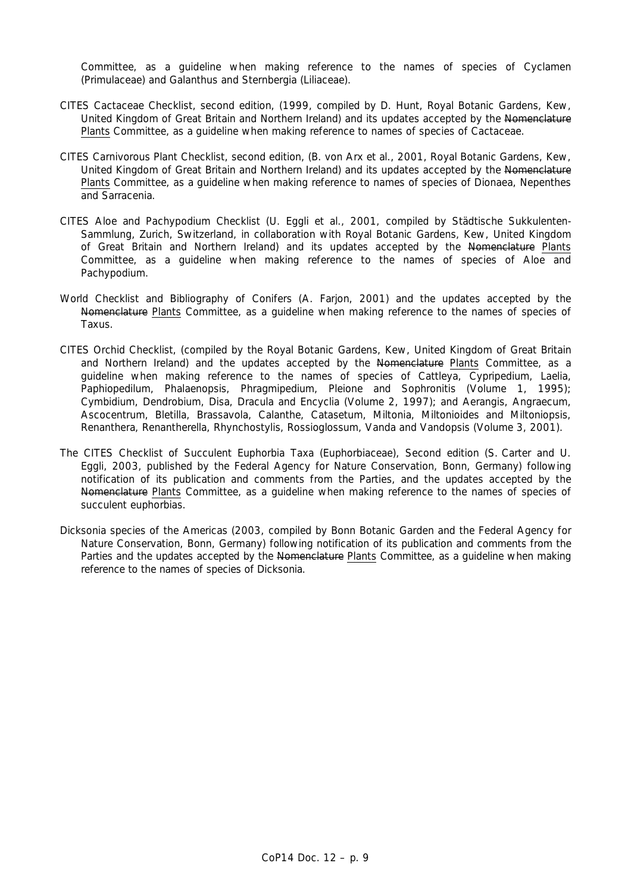Committee, as a guideline when making reference to the names of species of Cyclamen (Primulaceae) and Galanthus and Sternbergia (Liliaceae).

CITES Cactaceae Checklist, second edition, (1999, compiled by D. Hunt, Royal Botanic Gardens, Kew, United Kingdom of Great Britain and Northern Ireland) and its updates accepted by the ~~Nomenclature~~ <u>Plants</u> Committee, as a guideline when making reference to names of species of Cactaceae.

CITES Carnivorous Plant Checklist, second edition, (B. von Arx et al., 2001, Royal Botanic Gardens, Kew, United Kingdom of Great Britain and Northern Ireland) and its updates accepted by the ~~Nomenclature~~ <u>Plants</u> Committee, as a guideline when making reference to names of species of Dionaea, Nepenthes and Sarracenia.

CITES Aloe and Pachypodium Checklist (U. Eggli et al., 2001, compiled by Städtische Sukkulenten-Sammlung, Zurich, Switzerland, in collaboration with Royal Botanic Gardens, Kew, United Kingdom of Great Britain and Northern Ireland) and its updates accepted by the ~~Nomenclature~~ <u>Plants</u> Committee, as a guideline when making reference to the names of species of Aloe and Pachypodium.

World Checklist and Bibliography of Conifers (A. Farjon, 2001) and the updates accepted by the ~~Nomenclature~~ <u>Plants</u> Committee, as a guideline when making reference to the names of species of Taxus.

CITES Orchid Checklist, (compiled by the Royal Botanic Gardens, Kew, United Kingdom of Great Britain and Northern Ireland) and the updates accepted by the ~~Nomenclature~~ <u>Plants</u> Committee, as a guideline when making reference to the names of species of Cattleya, Cypripedium, Laelia, Paphiopedilum, Phalaenopsis, Phragmipedium, Pleione and Sophronitis (Volume 1, 1995); Cymbidium, Dendrobium, Disa, Dracula and Encyclia (Volume 2, 1997); and Aerangis, Angraecum, Ascocentrum, Bletilla, Brassavola, Calanthe, Catasetum, Miltonia, Miltonioides and Miltoniopsis, Renanthera, Renantherella, Rhynchostylis, Rossioglossum, Vanda and Vandopsis (Volume 3, 2001).

The CITES Checklist of Succulent Euphorbia Taxa (Euphorbiaceae), Second edition (S. Carter and U. Eggli, 2003, published by the Federal Agency for Nature Conservation, Bonn, Germany) following notification of its publication and comments from the Parties, and the updates accepted by the ~~Nomenclature~~ <u>Plants</u> Committee, as a guideline when making reference to the names of species of succulent euphorbias.

Dicksonia species of the Americas (2003, compiled by Bonn Botanic Garden and the Federal Agency for Nature Conservation, Bonn, Germany) following notification of its publication and comments from the Parties and the updates accepted by the ~~Nomenclature~~ <u>Plants</u> Committee, as a guideline when making reference to the names of species of Dicksonia.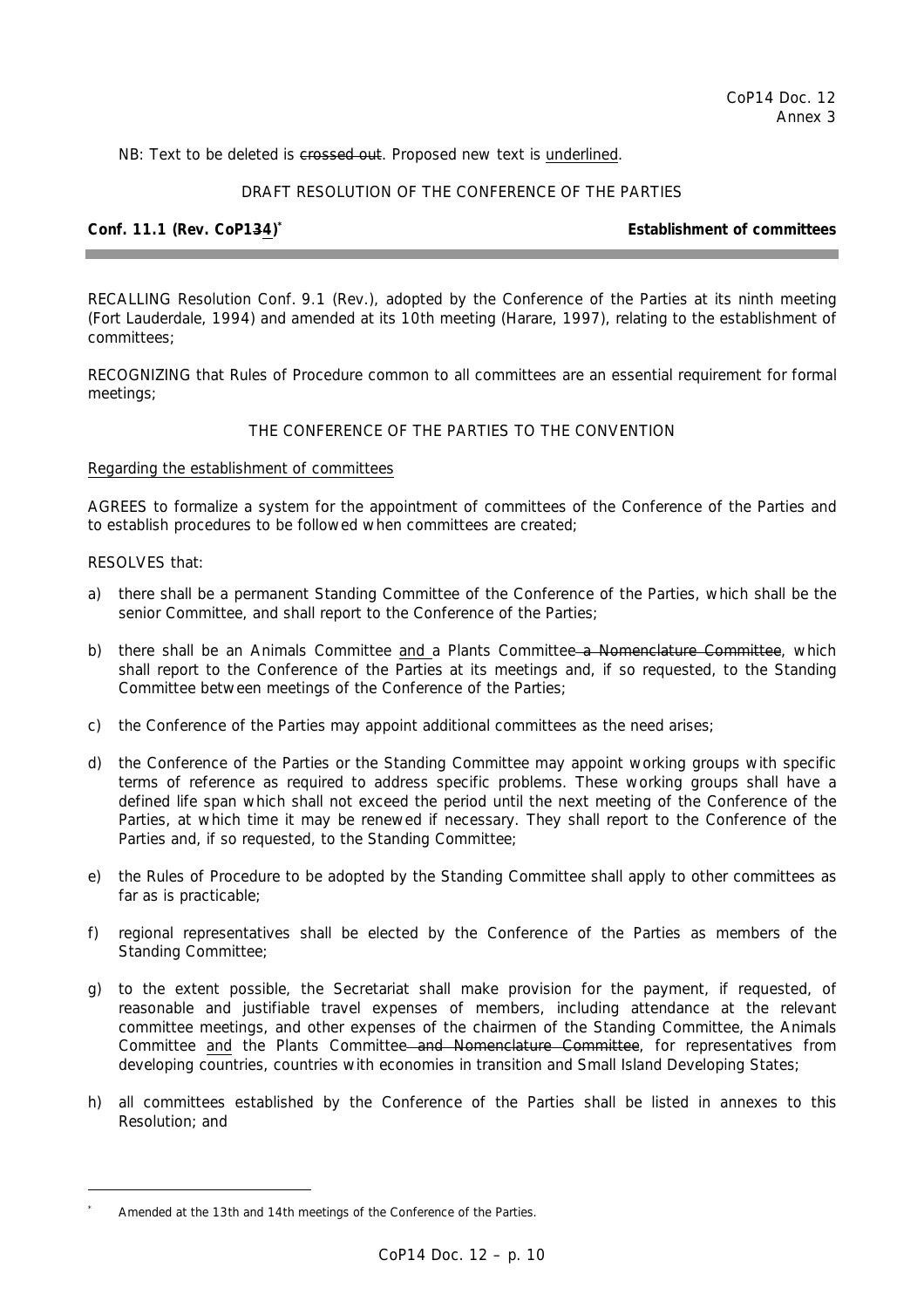NB: Text to be deleted is ~~crossed out~~. Proposed new text is <u>underlined</u>.

DRAFT RESOLUTION OF THE CONFERENCE OF THE PARTIES

**Conf. 11.1 (Rev. CoP1~~3~~<u>4</u>)*** **Establishment of committees**

---

RECALLING Resolution Conf. 9.1 (Rev.), adopted by the Conference of the Parties at its ninth meeting (Fort Lauderdale, 1994) and amended at its 10th meeting (Harare, 1997), relating to the establishment of committees;

RECOGNIZING that Rules of Procedure common to all committees are an essential requirement for formal meetings;

THE CONFERENCE OF THE PARTIES TO THE CONVENTION

<u>Regarding the establishment of committees</u>

AGREES to formalize a system for the appointment of committees of the Conference of the Parties and to establish procedures to be followed when committees are created;

RESOLVES that:

a) there shall be a permanent Standing Committee of the Conference of the Parties, which shall be the senior Committee, and shall report to the Conference of the Parties;

b) there shall be an Animals Committee <u>and</u> a Plants Committee ~~a Nomenclature Committee~~, which shall report to the Conference of the Parties at its meetings and, if so requested, to the Standing Committee between meetings of the Conference of the Parties;

c) the Conference of the Parties may appoint additional committees as the need arises;

d) the Conference of the Parties or the Standing Committee may appoint working groups with specific terms of reference as required to address specific problems. These working groups shall have a defined life span which shall not exceed the period until the next meeting of the Conference of the Parties, at which time it may be renewed if necessary. They shall report to the Conference of the Parties and, if so requested, to the Standing Committee;

e) the Rules of Procedure to be adopted by the Standing Committee shall apply to other committees as far as is practicable;

f) regional representatives shall be elected by the Conference of the Parties as members of the Standing Committee;

g) to the extent possible, the Secretariat shall make provision for the payment, if requested, of reasonable and justifiable travel expenses of members, including attendance at the relevant committee meetings, and other expenses of the chairmen of the Standing Committee, the Animals Committee <u>and</u> the Plants Committee ~~and Nomenclature Committee~~, for representatives from developing countries, countries with economies in transition and Small Island Developing States;

h) all committees established by the Conference of the Parties shall be listed in annexes to this Resolution; and

---

\* Amended at the 13th and 14th meetings of the Conference of the Parties.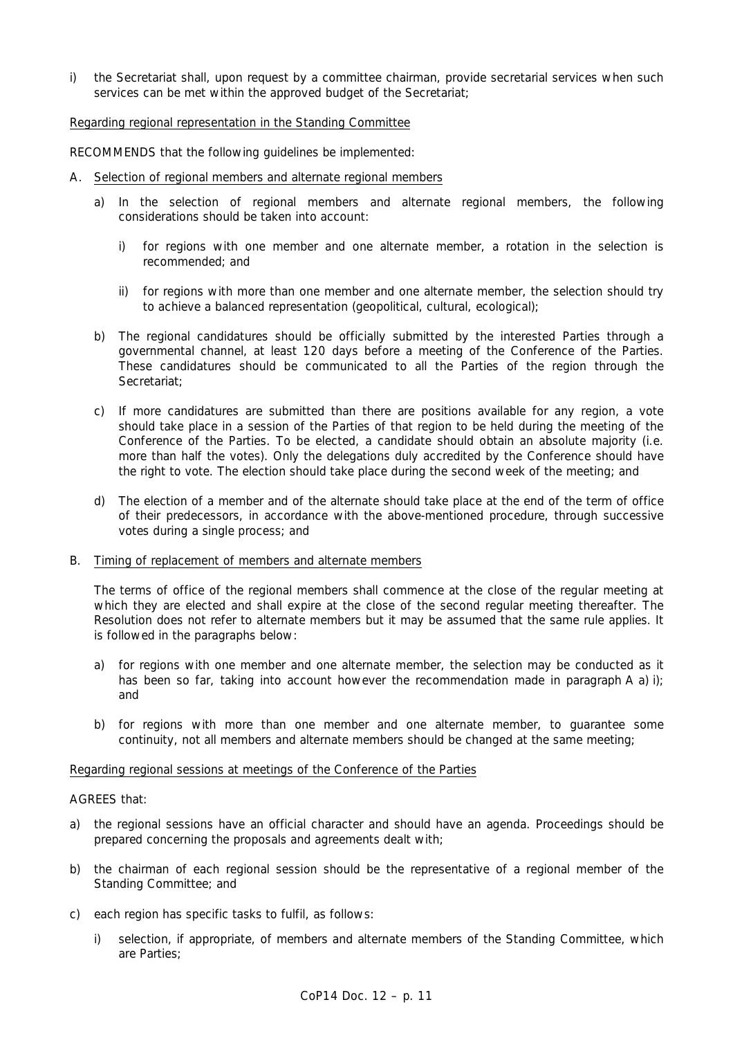i) the Secretariat shall, upon request by a committee chairman, provide secretarial services when such services can be met within the approved budget of the Secretariat;

Regarding regional representation in the Standing Committee

RECOMMENDS that the following guidelines be implemented:

A. Selection of regional members and alternate regional members

   a) In the selection of regional members and alternate regional members, the following considerations should be taken into account:

      i) for regions with one member and one alternate member, a rotation in the selection is recommended; and

      ii) for regions with more than one member and one alternate member, the selection should try to achieve a balanced representation (geopolitical, cultural, ecological);

   b) The regional candidatures should be officially submitted by the interested Parties through a governmental channel, at least 120 days before a meeting of the Conference of the Parties. These candidatures should be communicated to all the Parties of the region through the Secretariat;

   c) If more candidatures are submitted than there are positions available for any region, a vote should take place in a session of the Parties of that region to be held during the meeting of the Conference of the Parties. To be elected, a candidate should obtain an absolute majority (i.e. more than half the votes). Only the delegations duly accredited by the Conference should have the right to vote. The election should take place during the second week of the meeting; and

   d) The election of a member and of the alternate should take place at the end of the term of office of their predecessors, in accordance with the above-mentioned procedure, through successive votes during a single process; and

B. Timing of replacement of members and alternate members

   The terms of office of the regional members shall commence at the close of the regular meeting at which they are elected and shall expire at the close of the second regular meeting thereafter. The Resolution does not refer to alternate members but it may be assumed that the same rule applies. It is followed in the paragraphs below:

   a) for regions with one member and one alternate member, the selection may be conducted as it has been so far, taking into account however the recommendation made in paragraph A a) i); and

   b) for regions with more than one member and one alternate member, to guarantee some continuity, not all members and alternate members should be changed at the same meeting;

Regarding regional sessions at meetings of the Conference of the Parties

AGREES that:

a) the regional sessions have an official character and should have an agenda. Proceedings should be prepared concerning the proposals and agreements dealt with;

b) the chairman of each regional session should be the representative of a regional member of the Standing Committee; and

c) each region has specific tasks to fulfil, as follows:

   i) selection, if appropriate, of members and alternate members of the Standing Committee, which are Parties;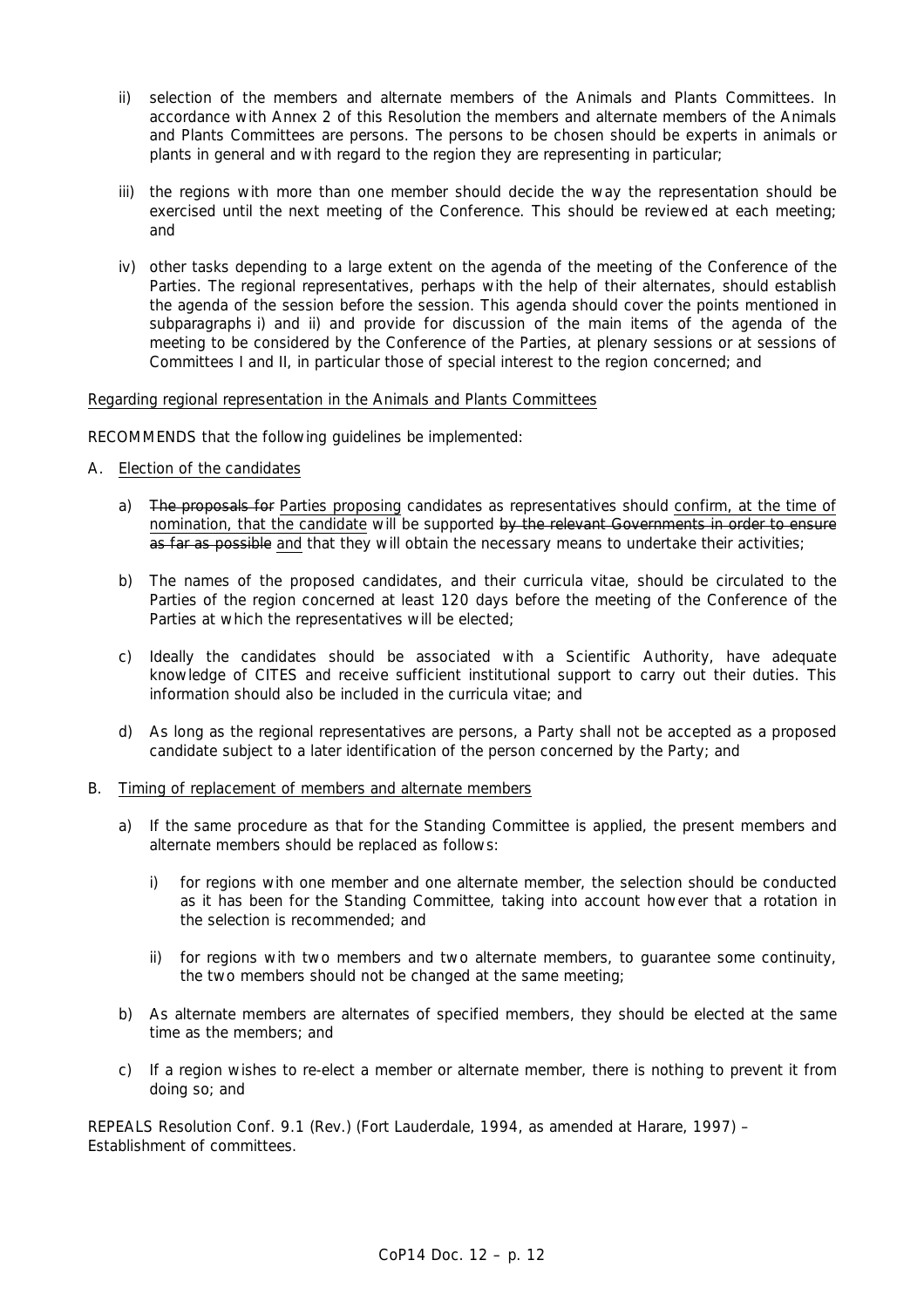ii) selection of the members and alternate members of the Animals and Plants Committees. In accordance with Annex 2 of this Resolution the members and alternate members of the Animals and Plants Committees are persons. The persons to be chosen should be experts in animals or plants in general and with regard to the region they are representing in particular;

iii) the regions with more than one member should decide the way the representation should be exercised until the next meeting of the Conference. This should be reviewed at each meeting; and

iv) other tasks depending to a large extent on the agenda of the meeting of the Conference of the Parties. The regional representatives, perhaps with the help of their alternates, should establish the agenda of the session before the session. This agenda should cover the points mentioned in subparagraphs i) and ii) and provide for discussion of the main items of the agenda of the meeting to be considered by the Conference of the Parties, at plenary sessions or at sessions of Committees I and II, in particular those of special interest to the region concerned; and

<u>Regarding regional representation in the Animals and Plants Committees</u>

RECOMMENDS that the following guidelines be implemented:

A. <u>Election of the candidates</u>

a) ~~The proposals for~~ <u>Parties proposing</u> candidates as representatives should <u>confirm, at the time of nomination, that the candidate</u> will be supported ~~by the relevant Governments in order to ensure as far as possible~~ <u>and</u> that they will obtain the necessary means to undertake their activities;

b) The names of the proposed candidates, and their curricula vitae, should be circulated to the Parties of the region concerned at least 120 days before the meeting of the Conference of the Parties at which the representatives will be elected;

c) Ideally the candidates should be associated with a Scientific Authority, have adequate knowledge of CITES and receive sufficient institutional support to carry out their duties. This information should also be included in the curricula vitae; and

d) As long as the regional representatives are persons, a Party shall not be accepted as a proposed candidate subject to a later identification of the person concerned by the Party; and

B. <u>Timing of replacement of members and alternate members</u>

a) If the same procedure as that for the Standing Committee is applied, the present members and alternate members should be replaced as follows:

   i) for regions with one member and one alternate member, the selection should be conducted as it has been for the Standing Committee, taking into account however that a rotation in the selection is recommended; and

   ii) for regions with two members and two alternate members, to guarantee some continuity, the two members should not be changed at the same meeting;

b) As alternate members are alternates of specified members, they should be elected at the same time as the members; and

c) If a region wishes to re-elect a member or alternate member, there is nothing to prevent it from doing so; and

REPEALS Resolution Conf. 9.1 (Rev.) (Fort Lauderdale, 1994, as amended at Harare, 1997) – Establishment of committees.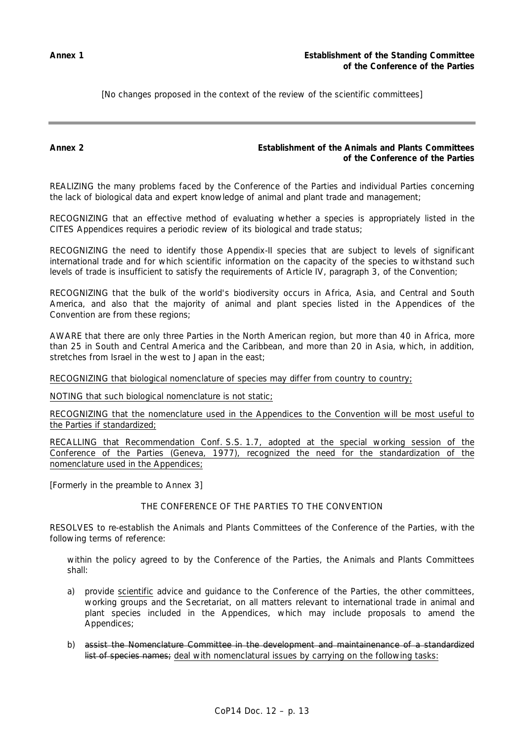**Annex 1** **Establishment of the Standing Committee of the Conference of the Parties**

[No changes proposed in the context of the review of the scientific committees]

---

**Annex 2** **Establishment of the Animals and Plants Committees of the Conference of the Parties**

REALIZING the many problems faced by the Conference of the Parties and individual Parties concerning the lack of biological data and expert knowledge of animal and plant trade and management;

RECOGNIZING that an effective method of evaluating whether a species is appropriately listed in the CITES Appendices requires a periodic review of its biological and trade status;

RECOGNIZING the need to identify those Appendix-II species that are subject to levels of significant international trade and for which scientific information on the capacity of the species to withstand such levels of trade is insufficient to satisfy the requirements of Article IV, paragraph 3, of the Convention;

RECOGNIZING that the bulk of the world's biodiversity occurs in Africa, Asia, and Central and South America, and also that the majority of animal and plant species listed in the Appendices of the Convention are from these regions;

AWARE that there are only three Parties in the North American region, but more than 40 in Africa, more than 25 in South and Central America and the Caribbean, and more than 20 in Asia, which, in addition, stretches from Israel in the west to Japan in the east;

<u>RECOGNIZING that biological nomenclature of species may differ from country to country;</u>

<u>NOTING that such biological nomenclature is not static;</u>

<u>RECOGNIZING that the nomenclature used in the Appendices to the Convention will be most useful to the Parties if standardized;</u>

<u>RECALLING that Recommendation Conf. S.S. 1.7, adopted at the special working session of the Conference of the Parties (Geneva, 1977), recognized the need for the standardization of the nomenclature used in the Appendices;</u>

[Formerly in the preamble to Annex 3]

THE CONFERENCE OF THE PARTIES TO THE CONVENTION

RESOLVES to re-establish the Animals and Plants Committees of the Conference of the Parties, with the following terms of reference:

within the policy agreed to by the Conference of the Parties, the Animals and Plants Committees shall:

a) provide <u>scientific</u> advice and guidance to the Conference of the Parties, the other committees, working groups and the Secretariat, on all matters relevant to international trade in animal and plant species included in the Appendices, which may include proposals to amend the Appendices;

b) ~~assist the Nomenclature Committee in the development and maintainenance of a standardized list of species names;~~ <u>deal with nomenclatural issues by carrying on the following tasks:</u>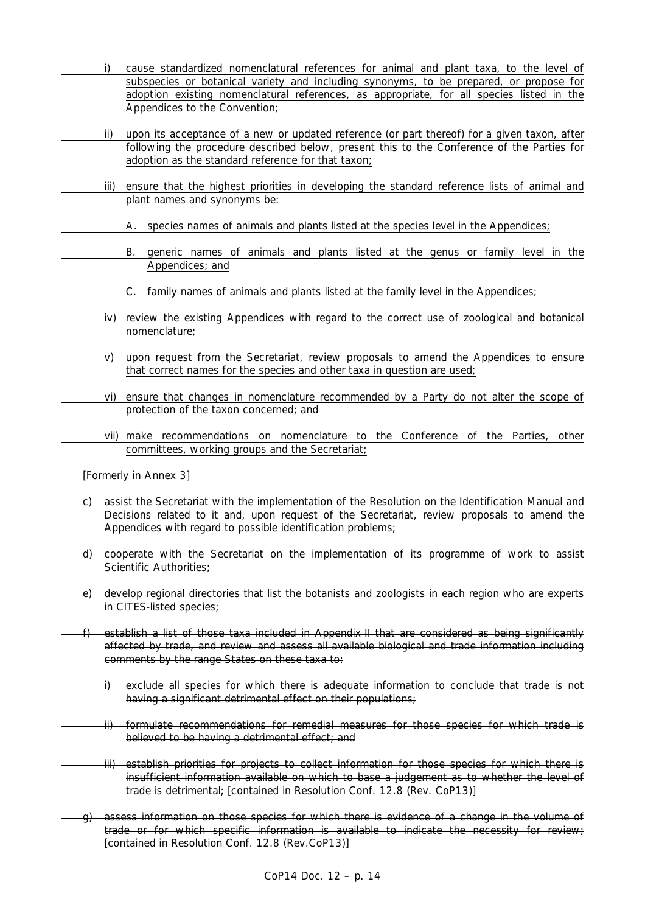i) cause standardized nomenclatural references for animal and plant taxa, to the level of subspecies or botanical variety and including synonyms, to be prepared, or propose for adoption existing nomenclatural references, as appropriate, for all species listed in the Appendices to the Convention;

ii) upon its acceptance of a new or updated reference (or part thereof) for a given taxon, after following the procedure described below, present this to the Conference of the Parties for adoption as the standard reference for that taxon;

iii) ensure that the highest priorities in developing the standard reference lists of animal and plant names and synonyms be:

A. species names of animals and plants listed at the species level in the Appendices;

B. generic names of animals and plants listed at the genus or family level in the Appendices; and

C. family names of animals and plants listed at the family level in the Appendices;

iv) review the existing Appendices with regard to the correct use of zoological and botanical nomenclature;

v) upon request from the Secretariat, review proposals to amend the Appendices to ensure that correct names for the species and other taxa in question are used;

vi) ensure that changes in nomenclature recommended by a Party do not alter the scope of protection of the taxon concerned; and

vii) make recommendations on nomenclature to the Conference of the Parties, other committees, working groups and the Secretariat;

[Formerly in Annex 3]

c) assist the Secretariat with the implementation of the Resolution on the Identification Manual and Decisions related to it and, upon request of the Secretariat, review proposals to amend the Appendices with regard to possible identification problems;

d) cooperate with the Secretariat on the implementation of its programme of work to assist Scientific Authorities;

e) develop regional directories that list the botanists and zoologists in each region who are experts in CITES-listed species;

~~f) establish a list of those taxa included in Appendix II that are considered as being significantly affected by trade, and review and assess all available biological and trade information including comments by the range States on these taxa to:~~

~~i) exclude all species for which there is adequate information to conclude that trade is not having a significant detrimental effect on their populations;~~

~~ii) formulate recommendations for remedial measures for those species for which trade is believed to be having a detrimental effect; and~~

~~iii) establish priorities for projects to collect information for those species for which there is insufficient information available on which to base a judgement as to whether the level of trade is detrimental;~~ [contained in Resolution Conf. 12.8 (Rev. CoP13)]

~~g) assess information on those species for which there is evidence of a change in the volume of trade or for which specific information is available to indicate the necessity for review;~~ [contained in Resolution Conf. 12.8 (Rev.CoP13)]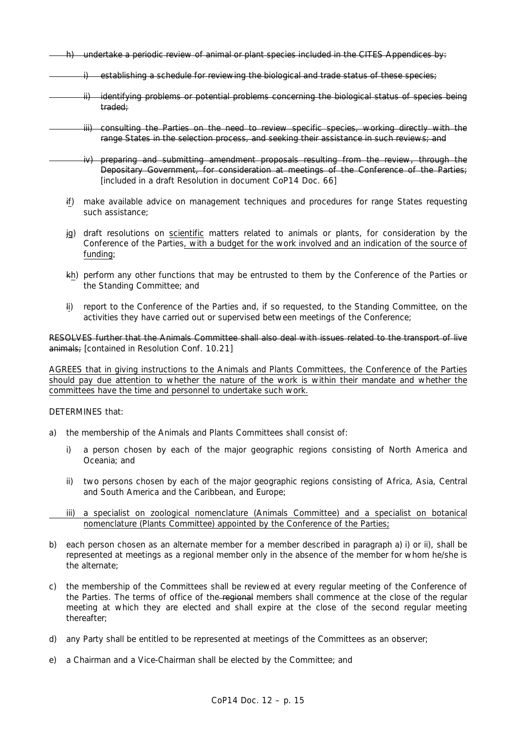~~h) undertake a periodic review of animal or plant species included in the CITES Appendices by:~~

~~i) establishing a schedule for reviewing the biological and trade status of these species;~~

~~ii) identifying problems or potential problems concerning the biological status of species being traded;~~

~~iii) consulting the Parties on the need to review specific species, working directly with the range States in the selection process, and seeking their assistance in such reviews; and~~

~~iv) preparing and submitting amendment proposals resulting from the review, through the Depositary Government, for consideration at meetings of the Conference of the Parties;~~ [included in a draft Resolution in document CoP14 Doc. 66]

~~i~~f) make available advice on management techniques and procedures for range States requesting such assistance;

~~j~~g) draft resolutions on scientific matters related to animals or plants, for consideration by the Conference of the Parties, with a budget for the work involved and an indication of the source of funding;

~~k~~h) perform any other functions that may be entrusted to them by the Conference of the Parties or the Standing Committee; and

~~l~~i) report to the Conference of the Parties and, if so requested, to the Standing Committee, on the activities they have carried out or supervised between meetings of the Conference;

~~RESOLVES further that the Animals Committee shall also deal with issues related to the transport of live animals;~~ [contained in Resolution Conf. 10.21]

AGREES that in giving instructions to the Animals and Plants Committees, the Conference of the Parties should pay due attention to whether the nature of the work is within their mandate and whether the committees have the time and personnel to undertake such work.

DETERMINES that:

a) the membership of the Animals and Plants Committees shall consist of:

   i) a person chosen by each of the major geographic regions consisting of North America and Oceania; and

   ii) two persons chosen by each of the major geographic regions consisting of Africa, Asia, Central and South America and the Caribbean, and Europe;

   iii) a specialist on zoological nomenclature (Animals Committee) and a specialist on botanical nomenclature (Plants Committee) appointed by the Conference of the Parties;

b) each person chosen as an alternate member for a member described in paragraph a) i) or ii), shall be represented at meetings as a regional member only in the absence of the member for whom he/she is the alternate;

c) the membership of the Committees shall be reviewed at every regular meeting of the Conference of the Parties. The terms of office of the ~~regional~~ members shall commence at the close of the regular meeting at which they are elected and shall expire at the close of the second regular meeting thereafter;

d) any Party shall be entitled to be represented at meetings of the Committees as an observer;

e) a Chairman and a Vice-Chairman shall be elected by the Committee; and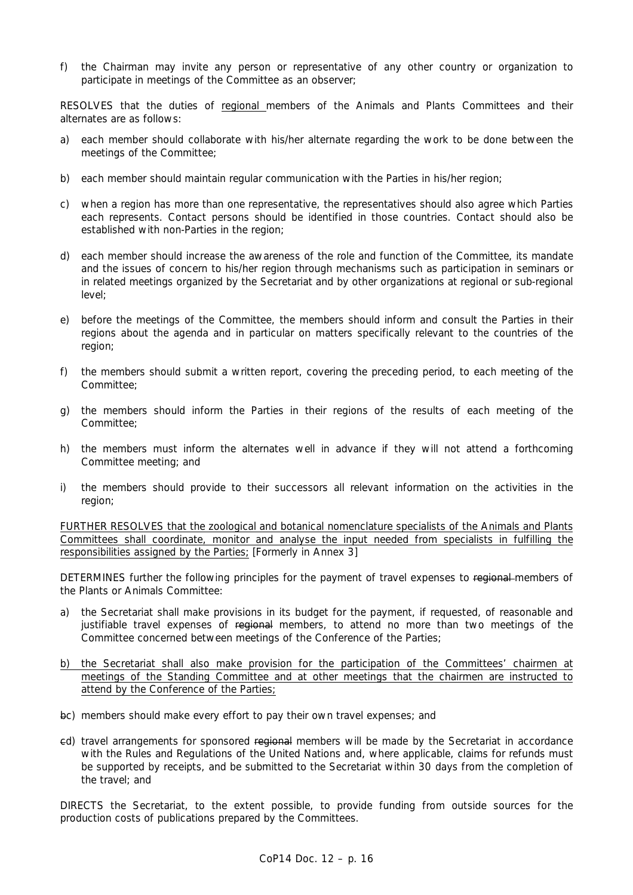f) the Chairman may invite any person or representative of any other country or organization to participate in meetings of the Committee as an observer;

RESOLVES that the duties of <u>regional </u>members of the Animals and Plants Committees and their alternates are as follows:

a) each member should collaborate with his/her alternate regarding the work to be done between the meetings of the Committee;

b) each member should maintain regular communication with the Parties in his/her region;

c) when a region has more than one representative, the representatives should also agree which Parties each represents. Contact persons should be identified in those countries. Contact should also be established with non-Parties in the region;

d) each member should increase the awareness of the role and function of the Committee, its mandate and the issues of concern to his/her region through mechanisms such as participation in seminars or in related meetings organized by the Secretariat and by other organizations at regional or sub-regional level;

e) before the meetings of the Committee, the members should inform and consult the Parties in their regions about the agenda and in particular on matters specifically relevant to the countries of the region;

f) the members should submit a written report, covering the preceding period, to each meeting of the Committee;

g) the members should inform the Parties in their regions of the results of each meeting of the Committee;

h) the members must inform the alternates well in advance if they will not attend a forthcoming Committee meeting; and

i) the members should provide to their successors all relevant information on the activities in the region;

<u>FURTHER RESOLVES that the zoological and botanical nomenclature specialists of the Animals and Plants Committees shall coordinate, monitor and analyse the input needed from specialists in fulfilling the responsibilities assigned by the Parties;</u> [Formerly in Annex 3]

DETERMINES further the following principles for the payment of travel expenses to ~~regional~~ members of the Plants or Animals Committee:

a) the Secretariat shall make provisions in its budget for the payment, if requested, of reasonable and justifiable travel expenses of ~~regional~~ members, to attend no more than two meetings of the Committee concerned between meetings of the Conference of the Parties;

<u>b) the Secretariat shall also make provision for the participation of the Committees' chairmen at meetings of the Standing Committee and at other meetings that the chairmen are instructed to attend by the Conference of the Parties;</u>

~~b~~c) members should make every effort to pay their own travel expenses; and

~~c~~d) travel arrangements for sponsored ~~regional~~ members will be made by the Secretariat in accordance with the Rules and Regulations of the United Nations and, where applicable, claims for refunds must be supported by receipts, and be submitted to the Secretariat within 30 days from the completion of the travel; and

DIRECTS the Secretariat, to the extent possible, to provide funding from outside sources for the production costs of publications prepared by the Committees.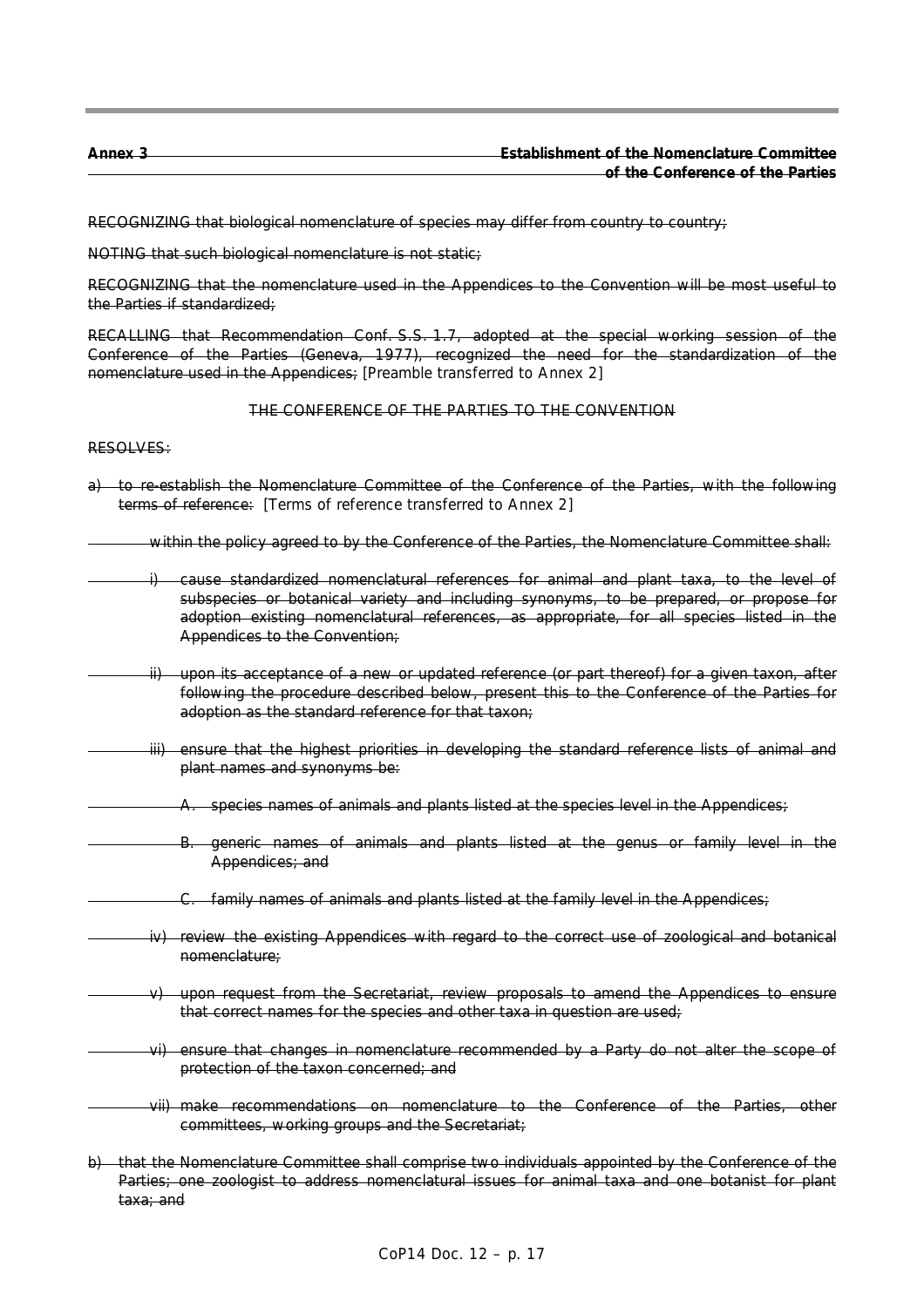**Annex 3 Establishment of the Nomenclature Committee of the Conference of the Parties**

~~RECOGNIZING that biological nomenclature of species may differ from country to country;~~

~~NOTING that such biological nomenclature is not static;~~

~~RECOGNIZING that the nomenclature used in the Appendices to the Convention will be most useful to the Parties if standardized;~~

~~RECALLING that Recommendation Conf. S.S. 1.7, adopted at the special working session of the Conference of the Parties (Geneva, 1977), recognized the need for the standardization of the nomenclature used in the Appendices;~~ [Preamble transferred to Annex 2]

~~THE CONFERENCE OF THE PARTIES TO THE CONVENTION~~

~~RESOLVES:~~

~~a) to re-establish the Nomenclature Committee of the Conference of the Parties, with the following terms of reference:~~ [Terms of reference transferred to Annex 2]

~~within the policy agreed to by the Conference of the Parties, the Nomenclature Committee shall:~~

~~i) cause standardized nomenclatural references for animal and plant taxa, to the level of subspecies or botanical variety and including synonyms, to be prepared, or propose for adoption existing nomenclatural references, as appropriate, for all species listed in the Appendices to the Convention;~~

~~ii) upon its acceptance of a new or updated reference (or part thereof) for a given taxon, after following the procedure described below, present this to the Conference of the Parties for adoption as the standard reference for that taxon;~~

~~iii) ensure that the highest priorities in developing the standard reference lists of animal and plant names and synonyms be:~~

~~A. species names of animals and plants listed at the species level in the Appendices;~~

~~B. generic names of animals and plants listed at the genus or family level in the Appendices; and~~

~~C. family names of animals and plants listed at the family level in the Appendices;~~

~~iv) review the existing Appendices with regard to the correct use of zoological and botanical nomenclature;~~

~~v) upon request from the Secretariat, review proposals to amend the Appendices to ensure that correct names for the species and other taxa in question are used;~~

~~vi) ensure that changes in nomenclature recommended by a Party do not alter the scope of protection of the taxon concerned; and~~

~~vii) make recommendations on nomenclature to the Conference of the Parties, other committees, working groups and the Secretariat;~~

~~b) that the Nomenclature Committee shall comprise two individuals appointed by the Conference of the Parties; one zoologist to address nomenclatural issues for animal taxa and one botanist for plant taxa; and~~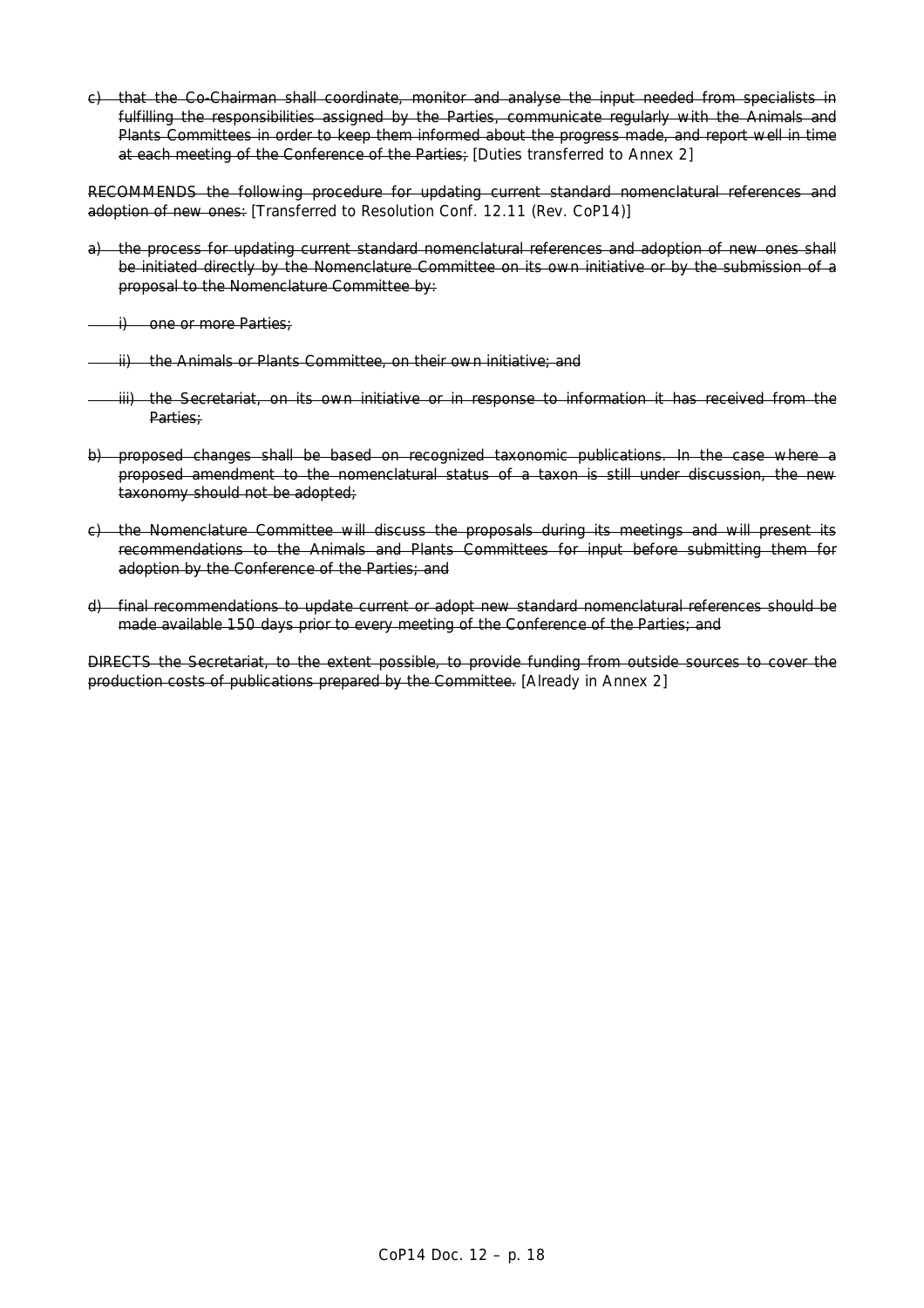~~c) that the Co-Chairman shall coordinate, monitor and analyse the input needed from specialists in fulfilling the responsibilities assigned by the Parties, communicate regularly with the Animals and Plants Committees in order to keep them informed about the progress made, and report well in time at each meeting of the Conference of the Parties;~~ [Duties transferred to Annex 2]

~~RECOMMENDS the following procedure for updating current standard nomenclatural references and adoption of new ones:~~ [Transferred to Resolution Conf. 12.11 (Rev. CoP14)]

~~a) the process for updating current standard nomenclatural references and adoption of new ones shall be initiated directly by the Nomenclature Committee on its own initiative or by the submission of a proposal to the Nomenclature Committee by:~~

~~i) one or more Parties;~~

~~ii) the Animals or Plants Committee, on their own initiative; and~~

~~iii) the Secretariat, on its own initiative or in response to information it has received from the Parties;~~

~~b) proposed changes shall be based on recognized taxonomic publications. In the case where a proposed amendment to the nomenclatural status of a taxon is still under discussion, the new taxonomy should not be adopted;~~

~~c) the Nomenclature Committee will discuss the proposals during its meetings and will present its recommendations to the Animals and Plants Committees for input before submitting them for adoption by the Conference of the Parties; and~~

~~d) final recommendations to update current or adopt new standard nomenclatural references should be made available 150 days prior to every meeting of the Conference of the Parties; and~~

~~DIRECTS the Secretariat, to the extent possible, to provide funding from outside sources to cover the production costs of publications prepared by the Committee.~~ [Already in Annex 2]